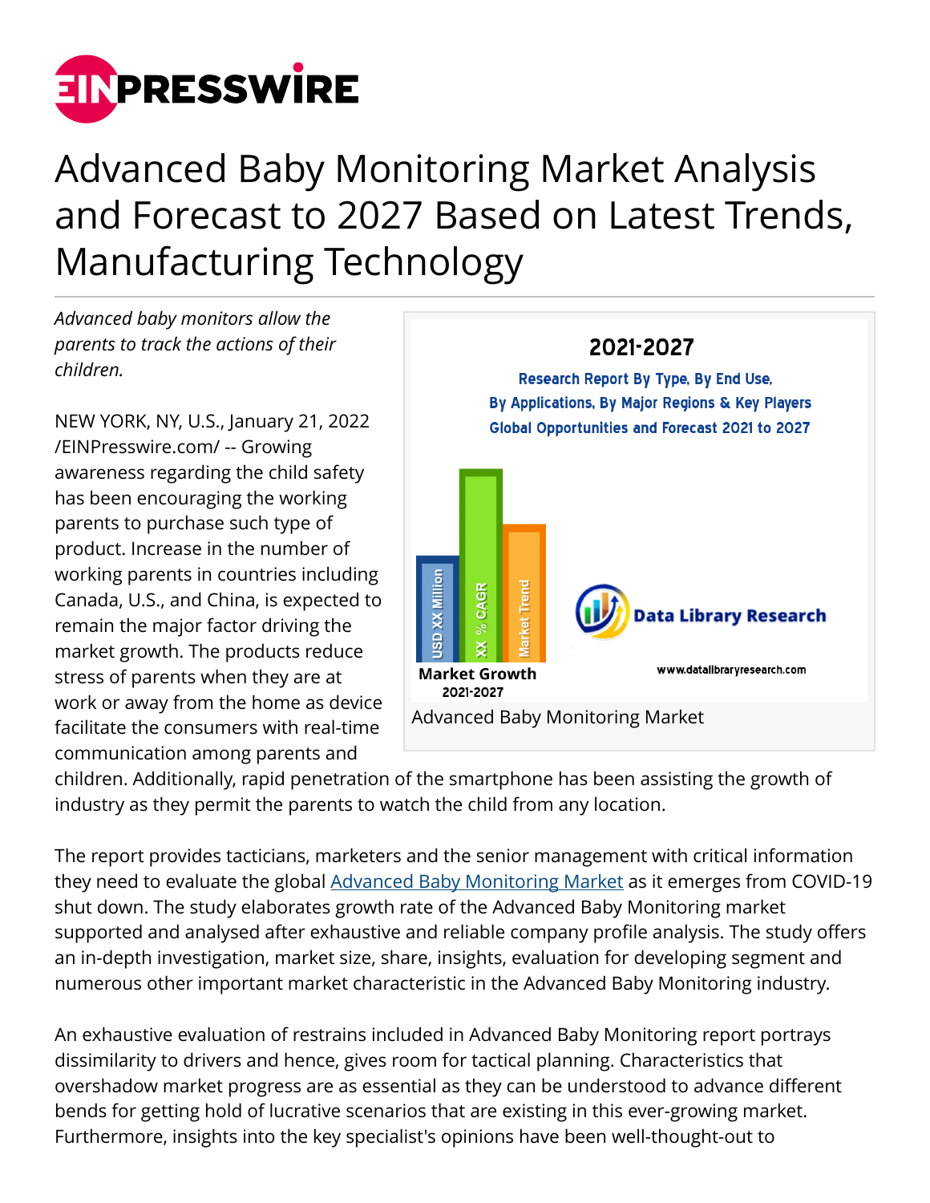# Advanced Baby Monitoring Market Analysis and Forecast to 2027 Based on Latest Trends, Manufacturing Technology

*Advanced baby monitors allow the parents to track the actions of their children.*

NEW YORK, NY, U.S., January 21, 2022 /EINPresswire.com/ -- Growing awareness regarding the child safety has been encouraging the working parents to purchase such type of product. Increase in the number of working parents in countries including Canada, U.S., and China, is expected to remain the major factor driving the market growth. The products reduce stress of parents when they are at work or away from the home as device facilitate the consumers with real-time communication among parents and children. Additionally, rapid penetration of the smartphone has been assisting the growth of industry as they permit the parents to watch the child from any location.

Advanced Baby Monitoring Market

The report provides tacticians, marketers and the senior management with critical information they need to evaluate the global Advanced Baby Monitoring Market as it emerges from COVID-19 shut down. The study elaborates growth rate of the Advanced Baby Monitoring market supported and analysed after exhaustive and reliable company profile analysis. The study offers an in-depth investigation, market size, share, insights, evaluation for developing segment and numerous other important market characteristic in the Advanced Baby Monitoring industry.

An exhaustive evaluation of restrains included in Advanced Baby Monitoring report portrays dissimilarity to drivers and hence, gives room for tactical planning. Characteristics that overshadow market progress are as essential as they can be understood to advance different bends for getting hold of lucrative scenarios that are existing in this ever-growing market. Furthermore, insights into the key specialist's opinions have been well-thought-out to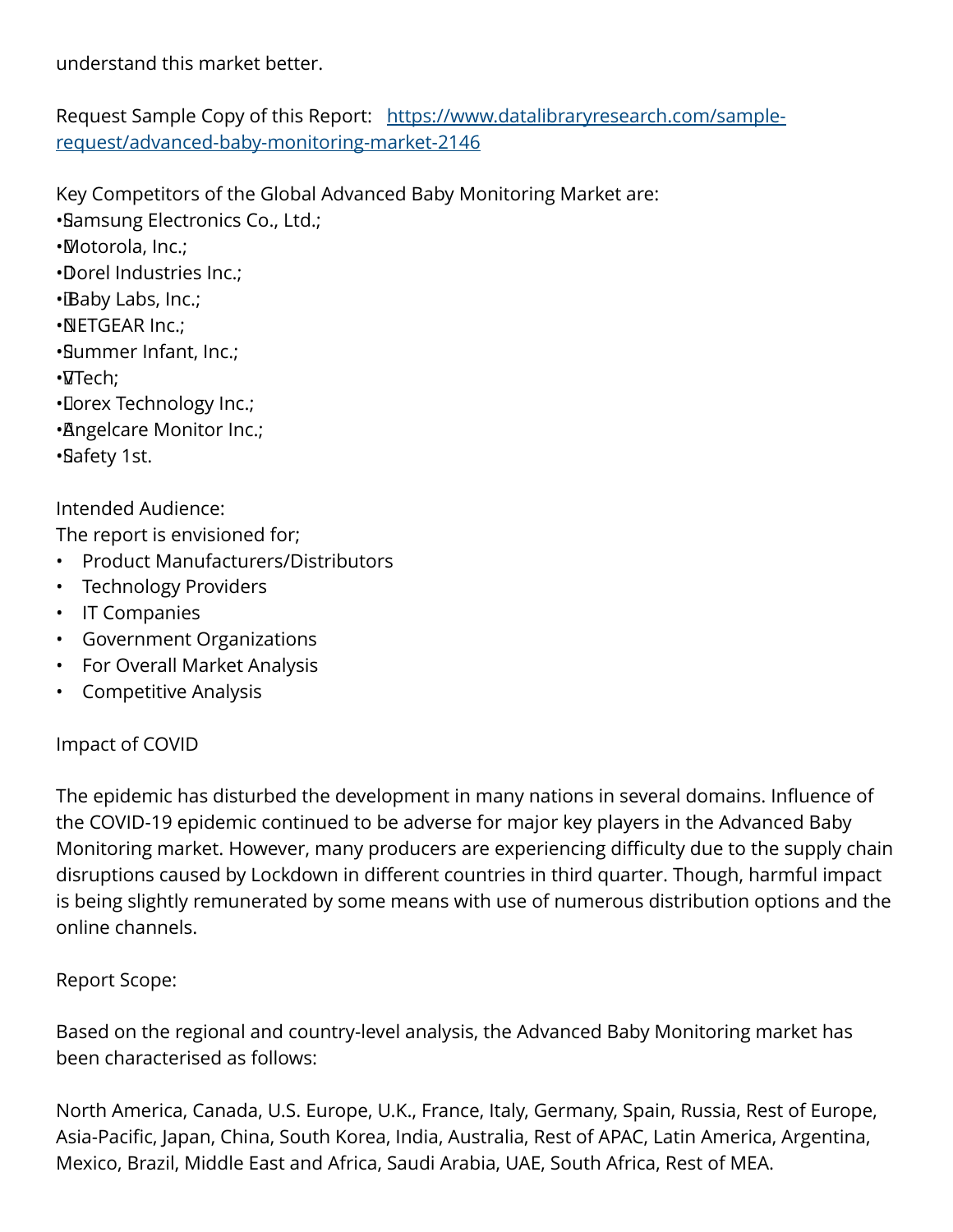understand this market better.

Request Sample Copy of this Report: [https://www.datalibraryresearch.com/sample-request/advanced-baby-monitoring-market-2146](https://www.datalibraryresearch.com/sample-request/advanced-baby-monitoring-market-2146)

Key Competitors of the Global Advanced Baby Monitoring Market are:

- Samsung Electronics Co., Ltd.;
- Motorola, Inc.;
- Dorel Industries Inc.;
- iBaby Labs, Inc.;
- NETGEAR Inc.;
- Summer Infant, Inc.;
- VTech;
- Lorex Technology Inc.;
- Angelcare Monitor Inc.;
- Safety 1st.

Intended Audience:

The report is envisioned for;

- Product Manufacturers/Distributors
- Technology Providers
- IT Companies
- Government Organizations
- For Overall Market Analysis
- Competitive Analysis

Impact of COVID

The epidemic has disturbed the development in many nations in several domains. Influence of the COVID-19 epidemic continued to be adverse for major key players in the Advanced Baby Monitoring market. However, many producers are experiencing difficulty due to the supply chain disruptions caused by Lockdown in different countries in third quarter. Though, harmful impact is being slightly remunerated by some means with use of numerous distribution options and the online channels.

Report Scope:

Based on the regional and country-level analysis, the Advanced Baby Monitoring market has been characterised as follows:

North America, Canada, U.S. Europe, U.K., France, Italy, Germany, Spain, Russia, Rest of Europe, Asia-Pacific, Japan, China, South Korea, India, Australia, Rest of APAC, Latin America, Argentina, Mexico, Brazil, Middle East and Africa, Saudi Arabia, UAE, South Africa, Rest of MEA.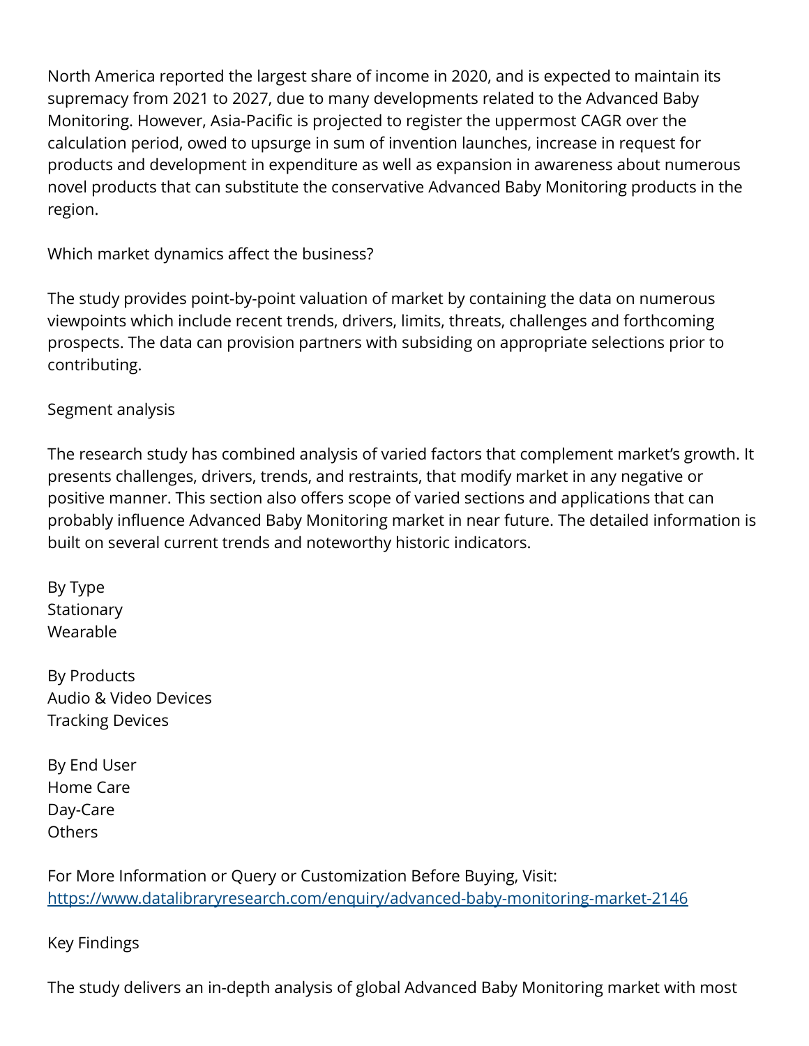North America reported the largest share of income in 2020, and is expected to maintain its supremacy from 2021 to 2027, due to many developments related to the Advanced Baby Monitoring. However, Asia-Pacific is projected to register the uppermost CAGR over the calculation period, owed to upsurge in sum of invention launches, increase in request for products and development in expenditure as well as expansion in awareness about numerous novel products that can substitute the conservative Advanced Baby Monitoring products in the region.

Which market dynamics affect the business?

The study provides point-by-point valuation of market by containing the data on numerous viewpoints which include recent trends, drivers, limits, threats, challenges and forthcoming prospects. The data can provision partners with subsiding on appropriate selections prior to contributing.

Segment analysis

The research study has combined analysis of varied factors that complement market's growth. It presents challenges, drivers, trends, and restraints, that modify market in any negative or positive manner. This section also offers scope of varied sections and applications that can probably influence Advanced Baby Monitoring market in near future. The detailed information is built on several current trends and noteworthy historic indicators.

By Type
Stationary
Wearable

By Products
Audio & Video Devices
Tracking Devices

By End User
Home Care
Day-Care
Others

For More Information or Query or Customization Before Buying, Visit:
https://www.datalibraryresearch.com/enquiry/advanced-baby-monitoring-market-2146

Key Findings

The study delivers an in-depth analysis of global Advanced Baby Monitoring market with most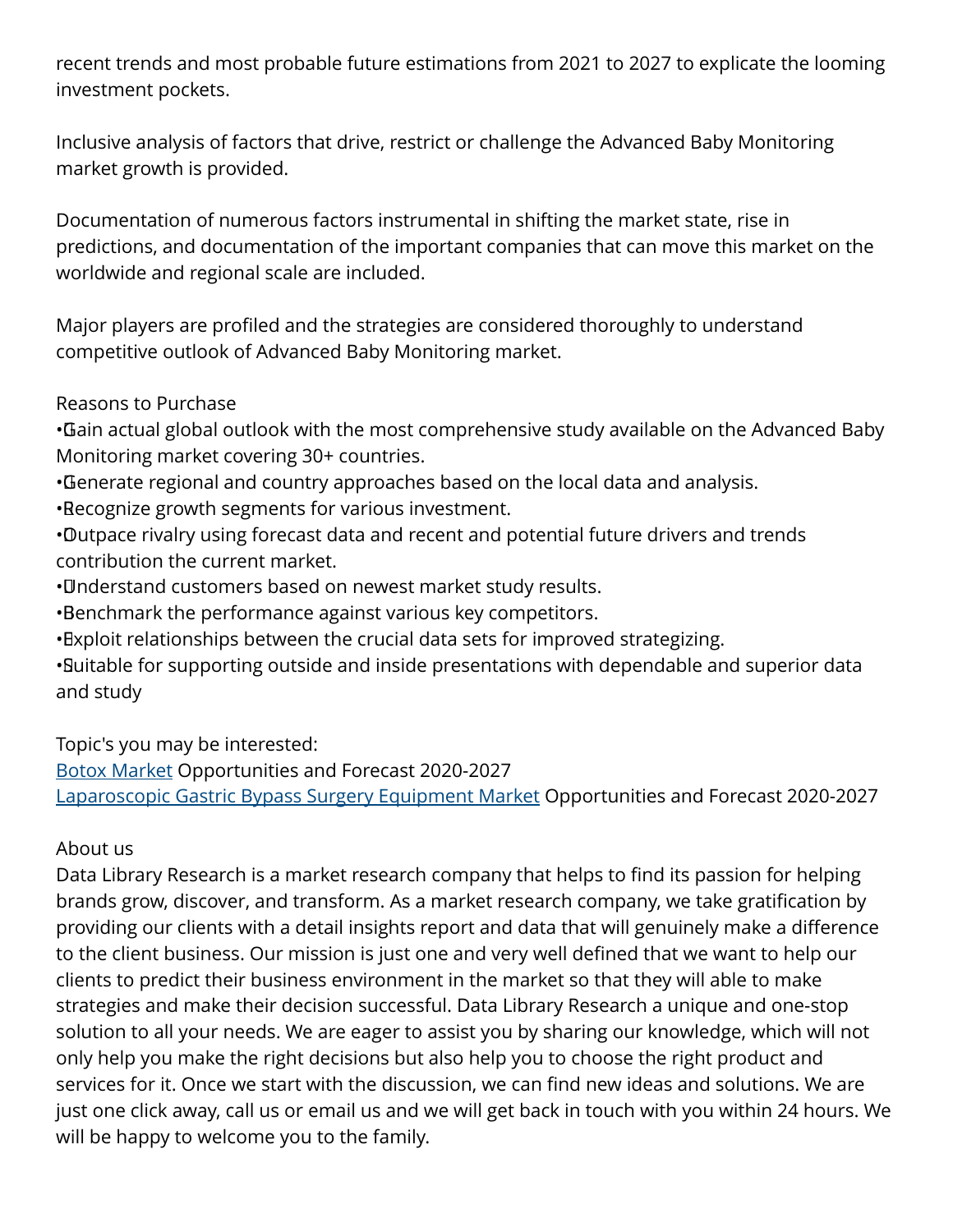recent trends and most probable future estimations from 2021 to 2027 to explicate the looming investment pockets.

Inclusive analysis of factors that drive, restrict or challenge the Advanced Baby Monitoring market growth is provided.

Documentation of numerous factors instrumental in shifting the market state, rise in predictions, and documentation of the important companies that can move this market on the worldwide and regional scale are included.

Major players are profiled and the strategies are considered thoroughly to understand competitive outlook of Advanced Baby Monitoring market.

Reasons to Purchase

- Gain actual global outlook with the most comprehensive study available on the Advanced Baby Monitoring market covering 30+ countries.
- Generate regional and country approaches based on the local data and analysis.
- Recognize growth segments for various investment.
- Outpace rivalry using forecast data and recent and potential future drivers and trends contribution the current market.
- Understand customers based on newest market study results.
- Benchmark the performance against various key competitors.
- Exploit relationships between the crucial data sets for improved strategizing.
- Suitable for supporting outside and inside presentations with dependable and superior data and study

Topic's you may be interested:

Botox Market Opportunities and Forecast 2020-2027

Laparoscopic Gastric Bypass Surgery Equipment Market Opportunities and Forecast 2020-2027

About us

Data Library Research is a market research company that helps to find its passion for helping brands grow, discover, and transform. As a market research company, we take gratification by providing our clients with a detail insights report and data that will genuinely make a difference to the client business. Our mission is just one and very well defined that we want to help our clients to predict their business environment in the market so that they will able to make strategies and make their decision successful. Data Library Research a unique and one-stop solution to all your needs. We are eager to assist you by sharing our knowledge, which will not only help you make the right decisions but also help you to choose the right product and services for it. Once we start with the discussion, we can find new ideas and solutions. We are just one click away, call us or email us and we will get back in touch with you within 24 hours. We will be happy to welcome you to the family.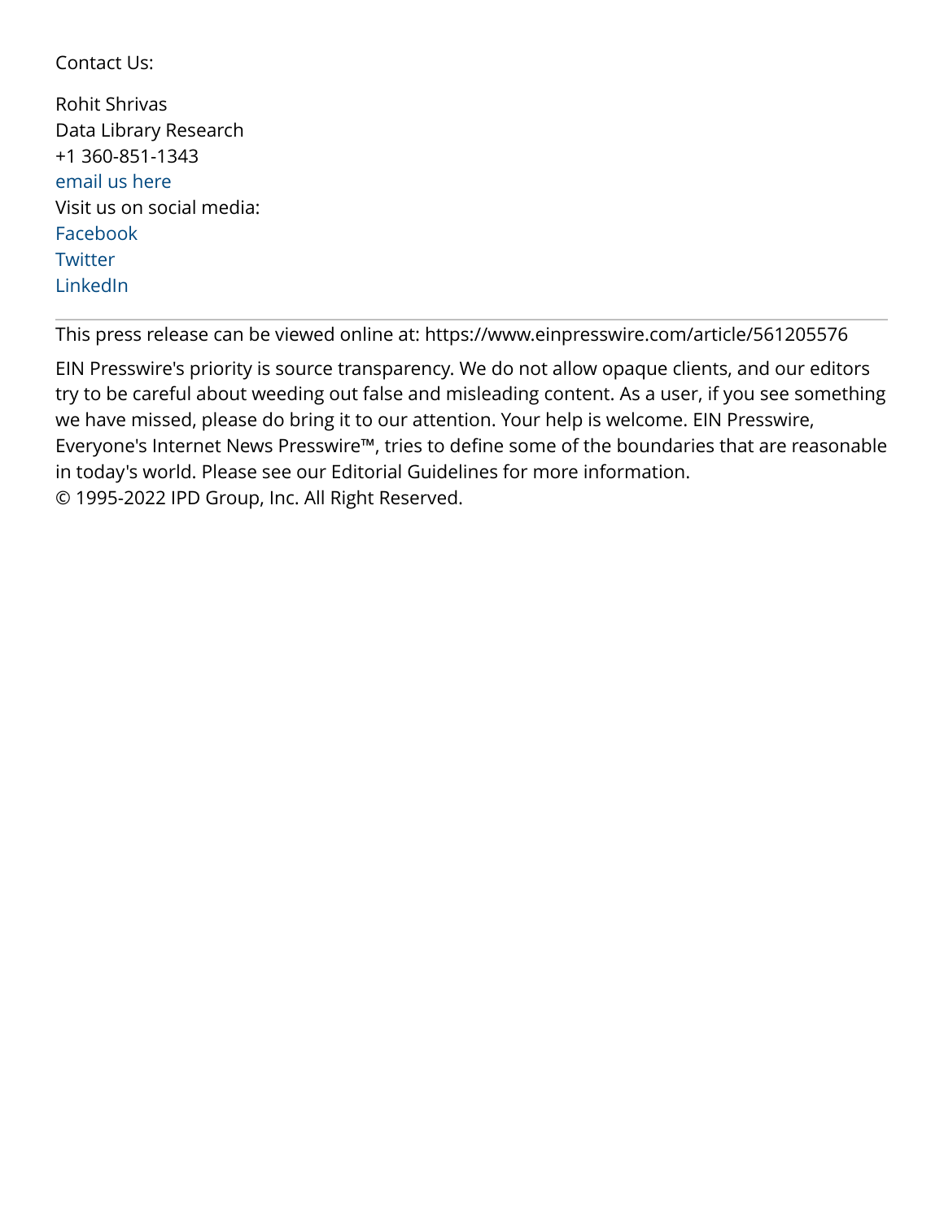Contact Us:

Rohit Shrivas
Data Library Research
+1 360-851-1343
email us here
Visit us on social media:
Facebook
Twitter
LinkedIn

---

This press release can be viewed online at: https://www.einpresswire.com/article/561205576

EIN Presswire's priority is source transparency. We do not allow opaque clients, and our editors try to be careful about weeding out false and misleading content. As a user, if you see something we have missed, please do bring it to our attention. Your help is welcome. EIN Presswire, Everyone's Internet News Presswire™, tries to define some of the boundaries that are reasonable in today's world. Please see our Editorial Guidelines for more information.
© 1995-2022 IPD Group, Inc. All Right Reserved.